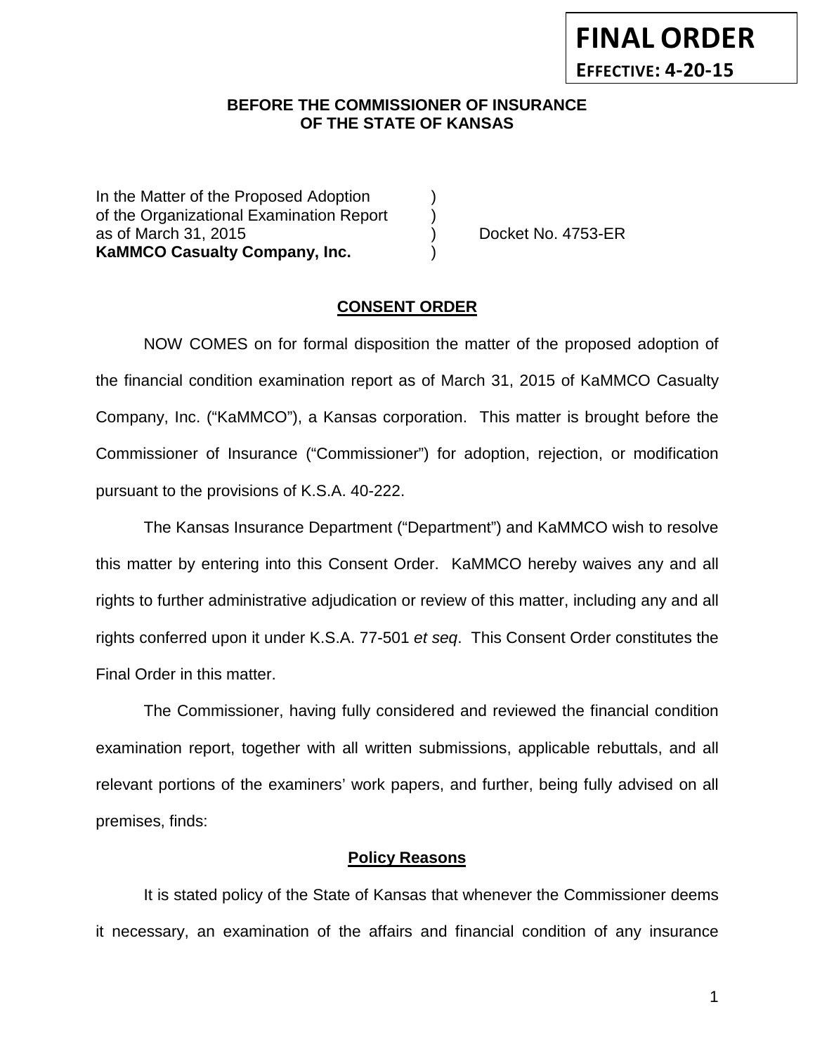**FINAL ORDER**

**EFFECTIVE: 4-20-15**

**BEFORE THE COMMISSIONER OF INSURANCE**
**OF THE STATE OF KANSAS**

In the Matter of the Proposed Adoption )
of the Organizational Examination Report )
as of March 31, 2015 ) Docket No. 4753-ER
**KaMMCO Casualty Company, Inc.** )

## CONSENT ORDER

NOW COMES on for formal disposition the matter of the proposed adoption of the financial condition examination report as of March 31, 2015 of KaMMCO Casualty Company, Inc. ("KaMMCO"), a Kansas corporation. This matter is brought before the Commissioner of Insurance ("Commissioner") for adoption, rejection, or modification pursuant to the provisions of K.S.A. 40-222.

The Kansas Insurance Department ("Department") and KaMMCO wish to resolve this matter by entering into this Consent Order. KaMMCO hereby waives any and all rights to further administrative adjudication or review of this matter, including any and all rights conferred upon it under K.S.A. 77-501 *et seq*. This Consent Order constitutes the Final Order in this matter.

The Commissioner, having fully considered and reviewed the financial condition examination report, together with all written submissions, applicable rebuttals, and all relevant portions of the examiners' work papers, and further, being fully advised on all premises, finds:

### Policy Reasons

It is stated policy of the State of Kansas that whenever the Commissioner deems it necessary, an examination of the affairs and financial condition of any insurance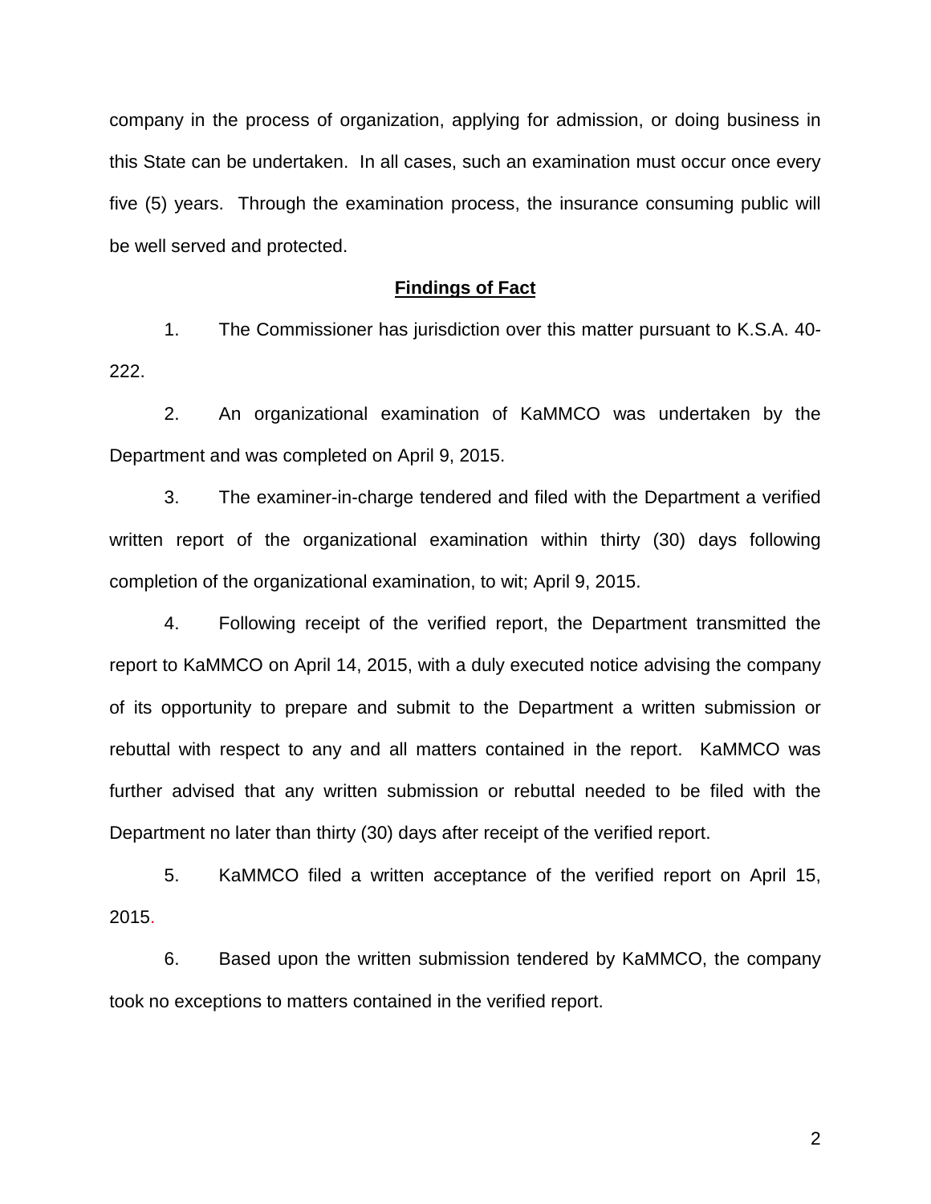company in the process of organization, applying for admission, or doing business in this State can be undertaken. In all cases, such an examination must occur once every five (5) years. Through the examination process, the insurance consuming public will be well served and protected.

**Findings of Fact**

1. The Commissioner has jurisdiction over this matter pursuant to K.S.A. 40-222.

2. An organizational examination of KaMMCO was undertaken by the Department and was completed on April 9, 2015.

3. The examiner-in-charge tendered and filed with the Department a verified written report of the organizational examination within thirty (30) days following completion of the organizational examination, to wit; April 9, 2015.

4. Following receipt of the verified report, the Department transmitted the report to KaMMCO on April 14, 2015, with a duly executed notice advising the company of its opportunity to prepare and submit to the Department a written submission or rebuttal with respect to any and all matters contained in the report. KaMMCO was further advised that any written submission or rebuttal needed to be filed with the Department no later than thirty (30) days after receipt of the verified report.

5. KaMMCO filed a written acceptance of the verified report on April 15, 2015.

6. Based upon the written submission tendered by KaMMCO, the company took no exceptions to matters contained in the verified report.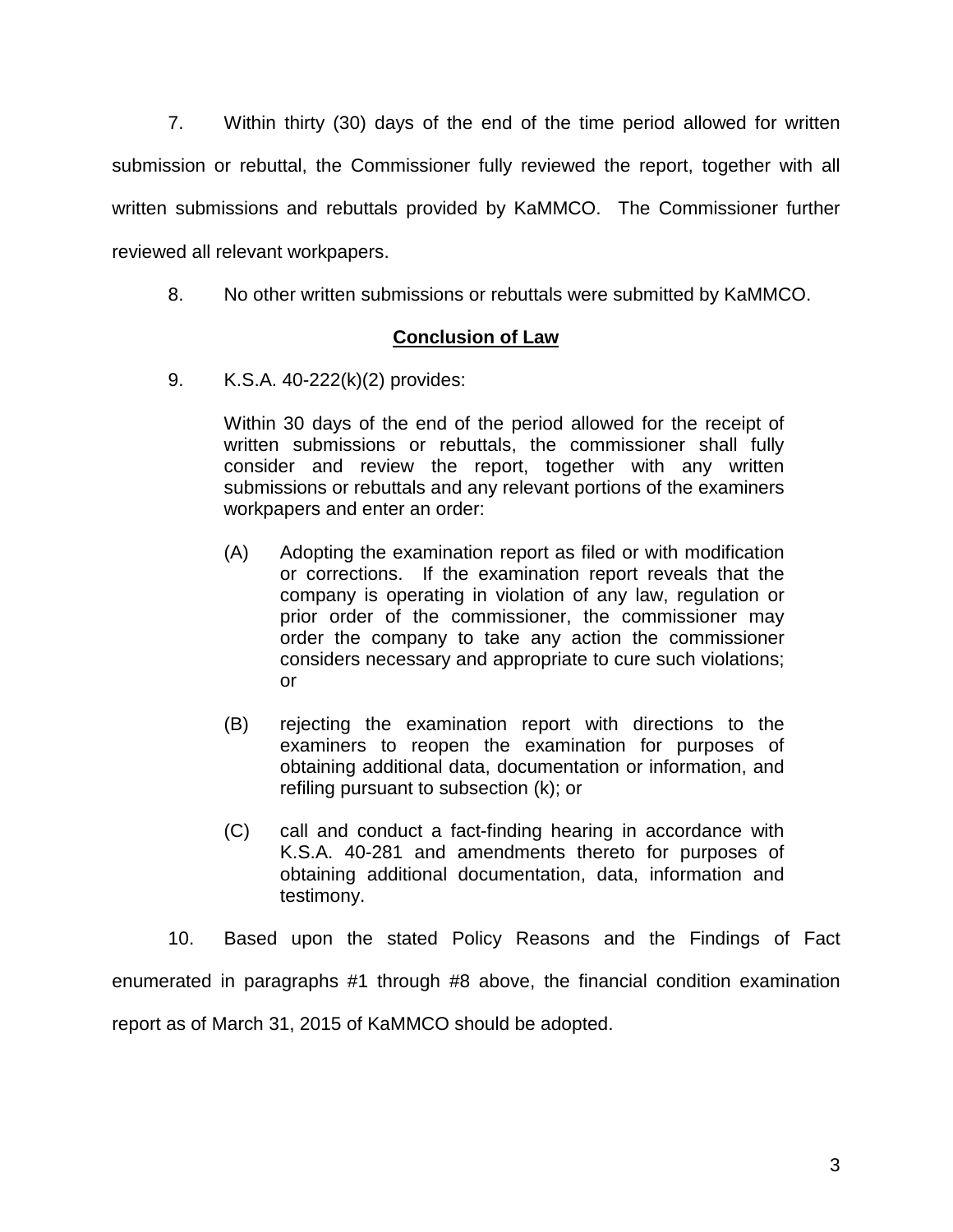7. Within thirty (30) days of the end of the time period allowed for written submission or rebuttal, the Commissioner fully reviewed the report, together with all written submissions and rebuttals provided by KaMMCO. The Commissioner further reviewed all relevant workpapers.

8. No other written submissions or rebuttals were submitted by KaMMCO.

## Conclusion of Law

9. K.S.A. 40-222(k)(2) provides:

> Within 30 days of the end of the period allowed for the receipt of written submissions or rebuttals, the commissioner shall fully consider and review the report, together with any written submissions or rebuttals and any relevant portions of the examiners workpapers and enter an order:
>
> (A) Adopting the examination report as filed or with modification or corrections. If the examination report reveals that the company is operating in violation of any law, regulation or prior order of the commissioner, the commissioner may order the company to take any action the commissioner considers necessary and appropriate to cure such violations; or
>
> (B) rejecting the examination report with directions to the examiners to reopen the examination for purposes of obtaining additional data, documentation or information, and refiling pursuant to subsection (k); or
>
> (C) call and conduct a fact-finding hearing in accordance with K.S.A. 40-281 and amendments thereto for purposes of obtaining additional documentation, data, information and testimony.

10. Based upon the stated Policy Reasons and the Findings of Fact enumerated in paragraphs #1 through #8 above, the financial condition examination report as of March 31, 2015 of KaMMCO should be adopted.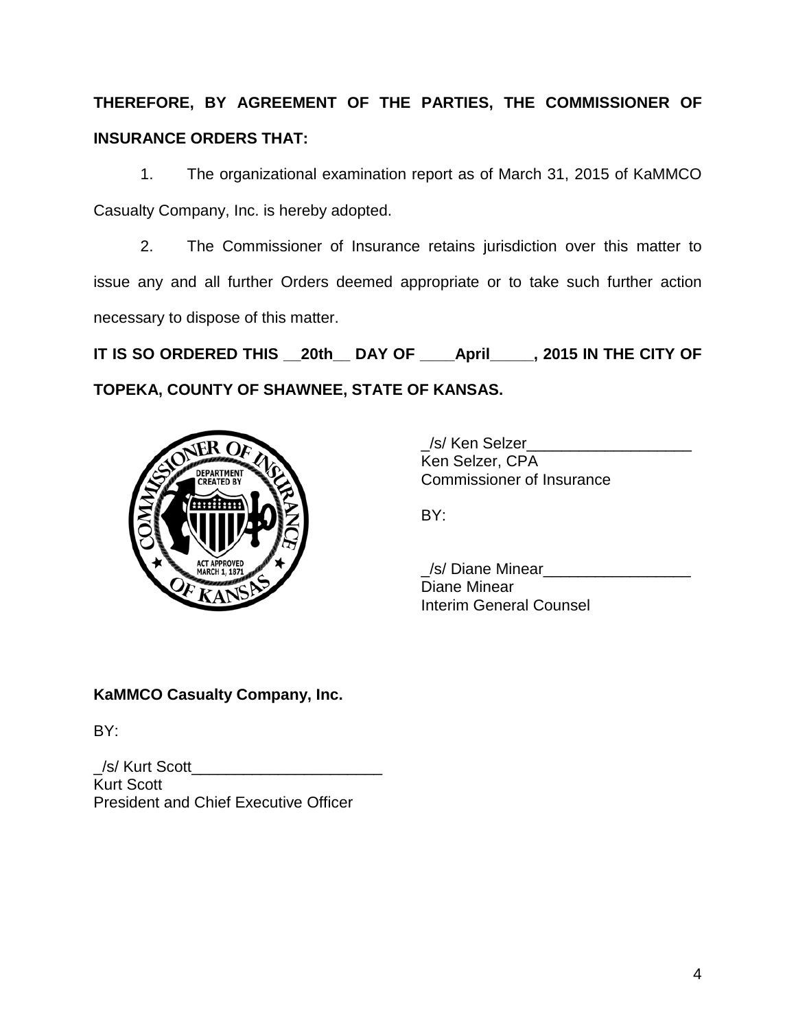**THEREFORE, BY AGREEMENT OF THE PARTIES, THE COMMISSIONER OF INSURANCE ORDERS THAT:**

1. The organizational examination report as of March 31, 2015 of KaMMCO Casualty Company, Inc. is hereby adopted.

2. The Commissioner of Insurance retains jurisdiction over this matter to issue any and all further Orders deemed appropriate or to take such further action necessary to dispose of this matter.

**IT IS SO ORDERED THIS __20th__ DAY OF ____April_____, 2015 IN THE CITY OF TOPEKA, COUNTY OF SHAWNEE, STATE OF KANSAS.**

_/s/ Ken Selzer___________________
Ken Selzer, CPA
Commissioner of Insurance

BY:

_/s/ Diane Minear_________________
Diane Minear
Interim General Counsel

**KaMMCO Casualty Company, Inc.**

BY:

_/s/ Kurt Scott______________________
Kurt Scott
President and Chief Executive Officer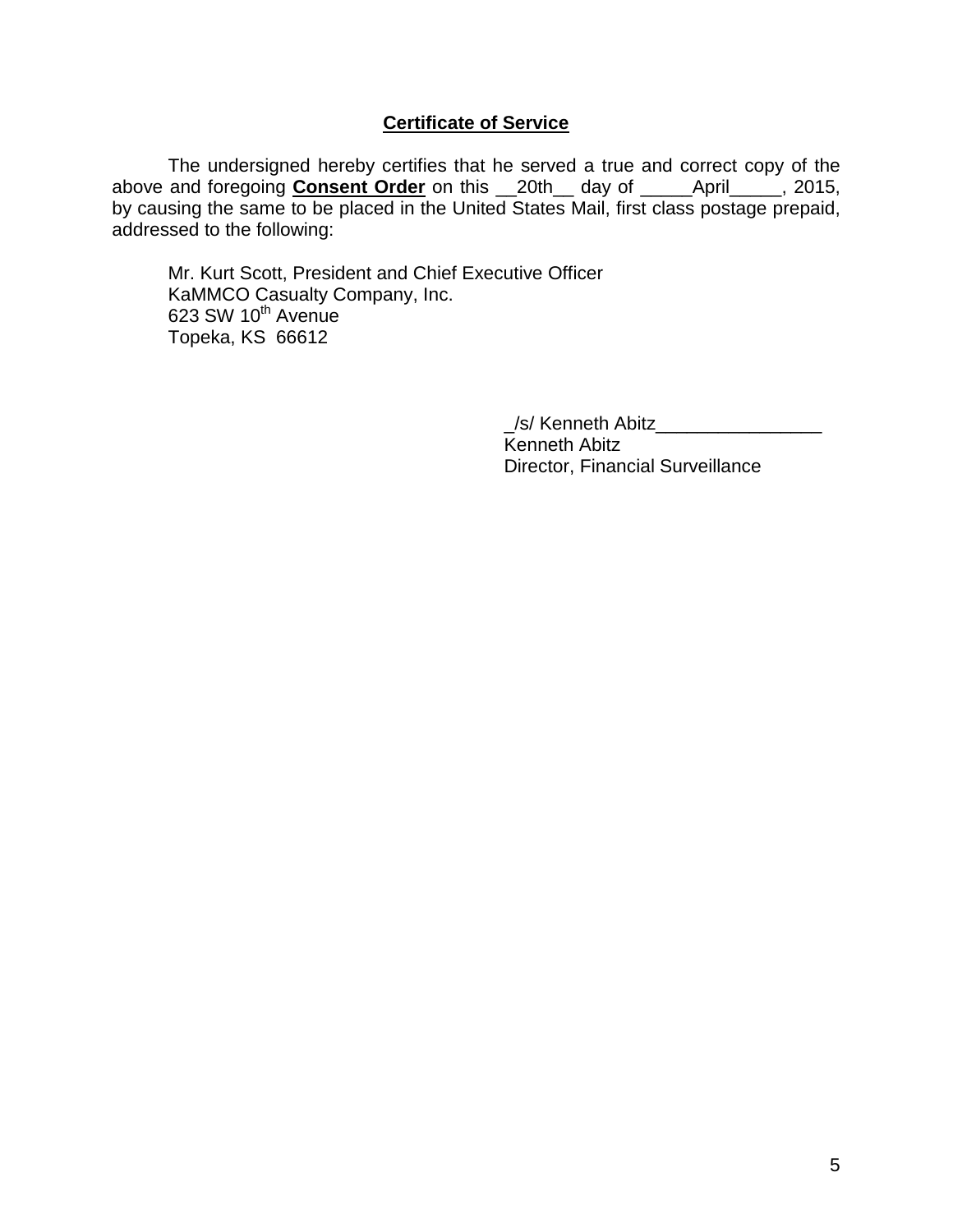## **Certificate of Service**

The undersigned hereby certifies that he served a true and correct copy of the above and foregoing **Consent Order** on this __20th__ day of _____April_____, 2015, by causing the same to be placed in the United States Mail, first class postage prepaid, addressed to the following:

Mr. Kurt Scott, President and Chief Executive Officer
KaMMCO Casualty Company, Inc.
623 SW 10th Avenue
Topeka, KS 66612

_/s/ Kenneth Abitz________________
Kenneth Abitz
Director, Financial Surveillance